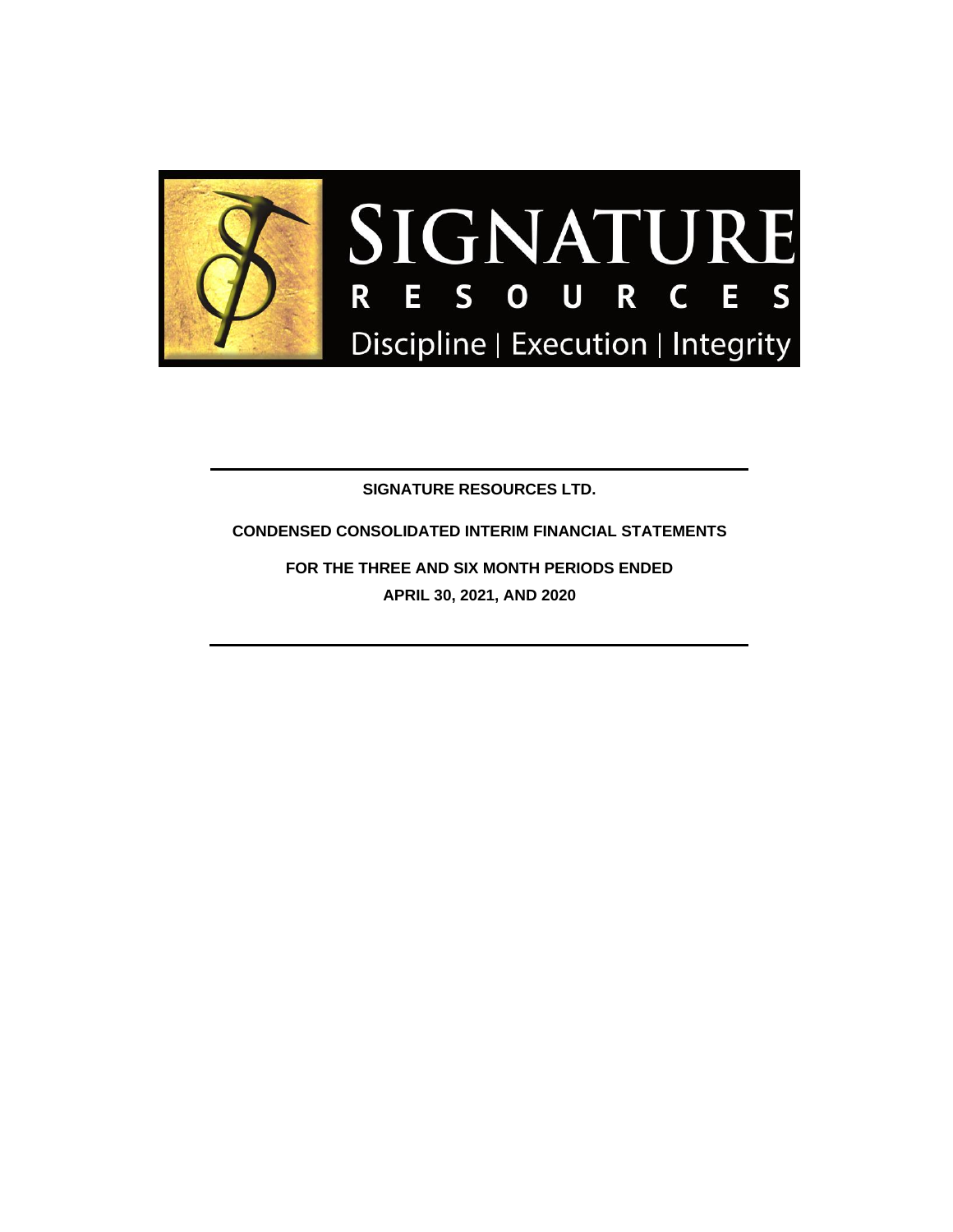SIGNATURE RESOURCES

Discipline | Execution | Integrity

---

**SIGNATURE RESOURCES LTD.**

**CONDENSED CONSOLIDATED INTERIM FINANCIAL STATEMENTS**

**FOR THE THREE AND SIX MONTH PERIODS ENDED**

**APRIL 30, 2021, AND 2020**

---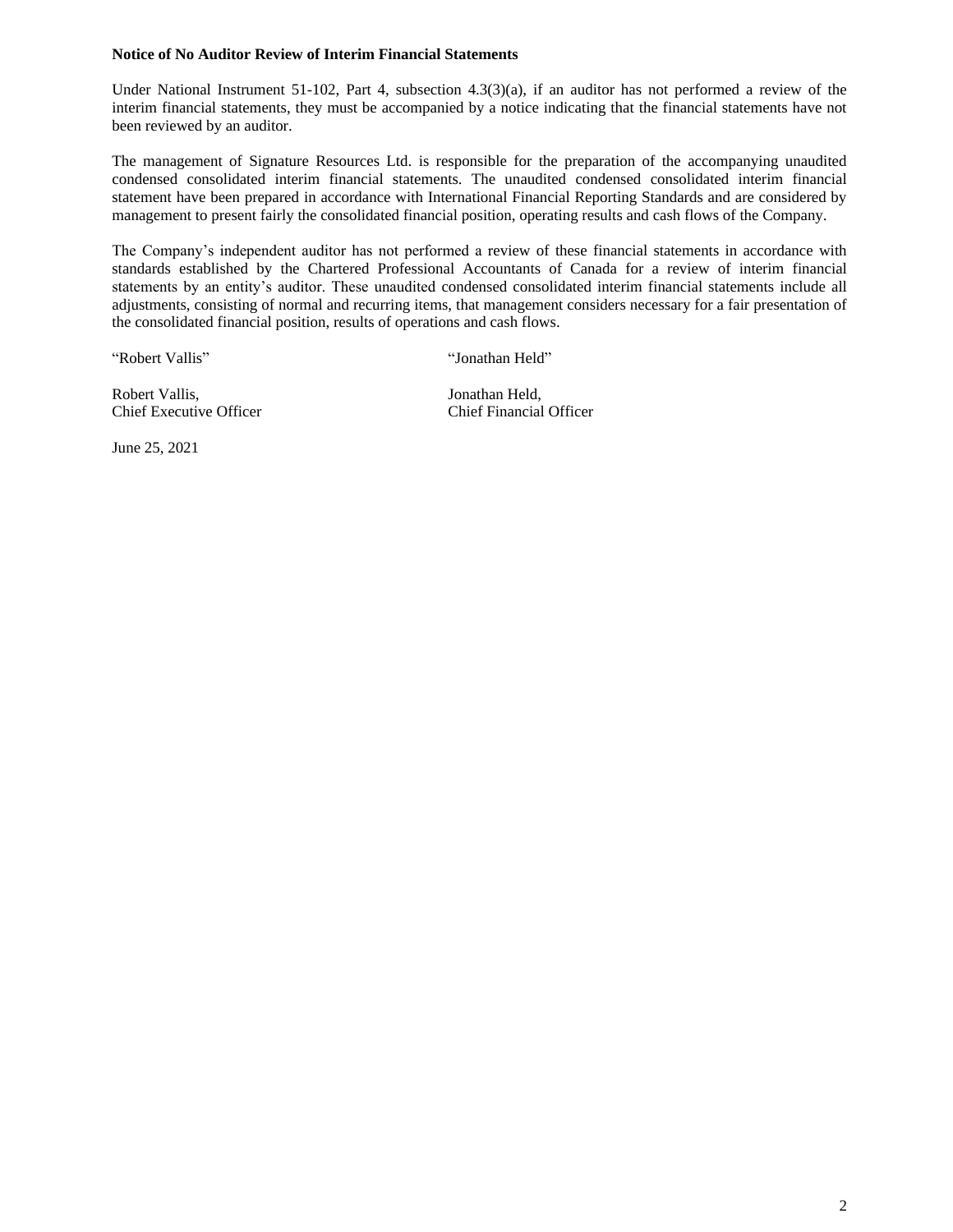**Notice of No Auditor Review of Interim Financial Statements**

Under National Instrument 51-102, Part 4, subsection 4.3(3)(a), if an auditor has not performed a review of the interim financial statements, they must be accompanied by a notice indicating that the financial statements have not been reviewed by an auditor.

The management of Signature Resources Ltd. is responsible for the preparation of the accompanying unaudited condensed consolidated interim financial statements. The unaudited condensed consolidated interim financial statement have been prepared in accordance with International Financial Reporting Standards and are considered by management to present fairly the consolidated financial position, operating results and cash flows of the Company.

The Company's independent auditor has not performed a review of these financial statements in accordance with standards established by the Chartered Professional Accountants of Canada for a review of interim financial statements by an entity's auditor. These unaudited condensed consolidated interim financial statements include all adjustments, consisting of normal and recurring items, that management considers necessary for a fair presentation of the consolidated financial position, results of operations and cash flows.

| "Robert Vallis" | "Jonathan Held" |
|---|---|
| Robert Vallis,<br>Chief Executive Officer | Jonathan Held,<br>Chief Financial Officer |

June 25, 2021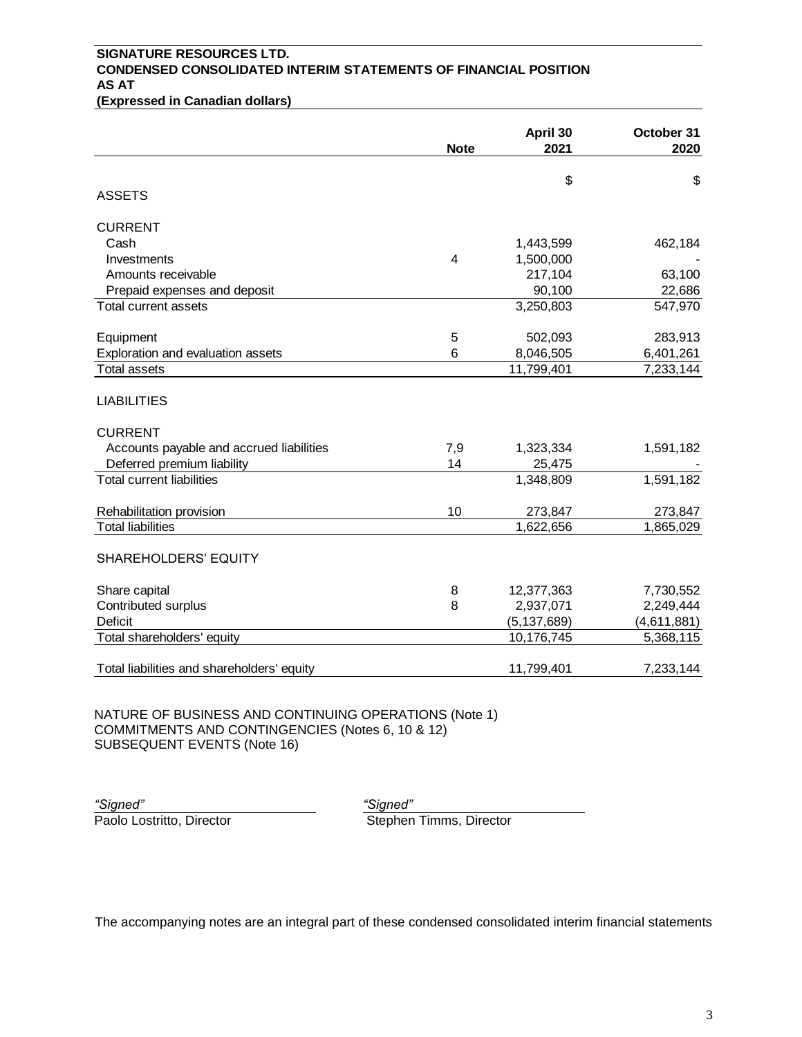**SIGNATURE RESOURCES LTD.**
**CONDENSED CONSOLIDATED INTERIM STATEMENTS OF FINANCIAL POSITION**
**AS AT**
**(Expressed in Canadian dollars)**

| | Note | April 30 2021 | October 31 2020 |
|---|---|---|---|
| | | $ | $ |
| ASSETS | | | |
| CURRENT | | | |
| Cash | | 1,443,599 | 462,184 |
| Investments | 4 | 1,500,000 | - |
| Amounts receivable | | 217,104 | 63,100 |
| Prepaid expenses and deposit | | 90,100 | 22,686 |
| Total current assets | | 3,250,803 | 547,970 |
| Equipment | 5 | 502,093 | 283,913 |
| Exploration and evaluation assets | 6 | 8,046,505 | 6,401,261 |
| Total assets | | 11,799,401 | 7,233,144 |
| LIABILITIES | | | |
| CURRENT | | | |
| Accounts payable and accrued liabilities | 7,9 | 1,323,334 | 1,591,182 |
| Deferred premium liability | 14 | 25,475 | - |
| Total current liabilities | | 1,348,809 | 1,591,182 |
| Rehabilitation provision | 10 | 273,847 | 273,847 |
| Total liabilities | | 1,622,656 | 1,865,029 |
| SHAREHOLDERS' EQUITY | | | |
| Share capital | 8 | 12,377,363 | 7,730,552 |
| Contributed surplus | 8 | 2,937,071 | 2,249,444 |
| Deficit | | (5,137,689) | (4,611,881) |
| Total shareholders' equity | | 10,176,745 | 5,368,115 |
| Total liabilities and shareholders' equity | | 11,799,401 | 7,233,144 |

NATURE OF BUSINESS AND CONTINUING OPERATIONS (Note 1)
COMMITMENTS AND CONTINGENCIES (Notes 6, 10 & 12)
SUBSEQUENT EVENTS (Note 16)

*"Signed"*
Paolo Lostritto, Director

*"Signed"*
Stephen Timms, Director

The accompanying notes are an integral part of these condensed consolidated interim financial statements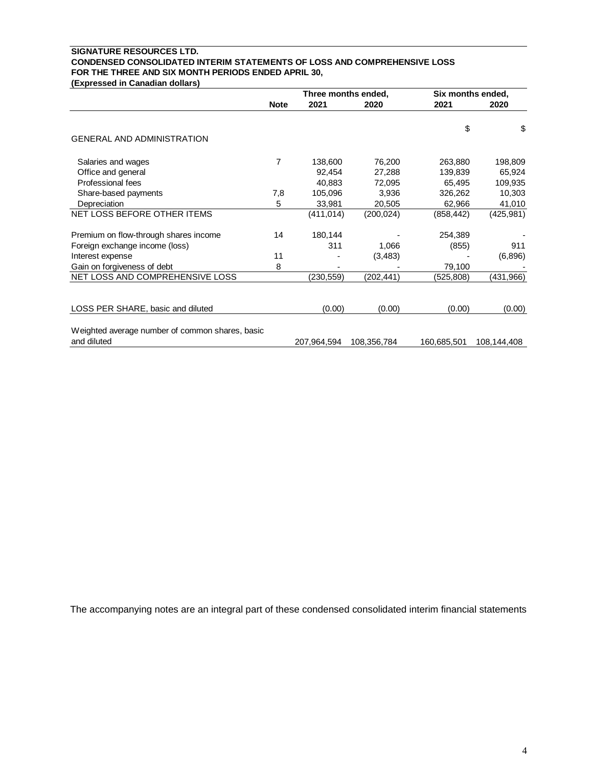**SIGNATURE RESOURCES LTD.**
**CONDENSED CONSOLIDATED INTERIM STATEMENTS OF LOSS AND COMPREHENSIVE LOSS**
**FOR THE THREE AND SIX MONTH PERIODS ENDED APRIL 30,**
**(Expressed in Canadian dollars)**

| | | Three months ended, | | Six months ended, | |
|---|---|---|---|---|---|
| | **Note** | **2021** | **2020** | **2021** | **2020** |
| | | | | $ | $ |
| GENERAL AND ADMINISTRATION | | | | | |
| Salaries and wages | 7 | 138,600 | 76,200 | 263,880 | 198,809 |
| Office and general | | 92,454 | 27,288 | 139,839 | 65,924 |
| Professional fees | | 40,883 | 72,095 | 65,495 | 109,935 |
| Share-based payments | 7,8 | 105,096 | 3,936 | 326,262 | 10,303 |
| Depreciation | 5 | 33,981 | 20,505 | 62,966 | 41,010 |
| NET LOSS BEFORE OTHER ITEMS | | (411,014) | (200,024) | (858,442) | (425,981) |
| Premium on flow-through shares income | 14 | 180,144 | - | 254,389 | - |
| Foreign exchange income (loss) | | 311 | 1,066 | (855) | 911 |
| Interest expense | 11 | - | (3,483) | - | (6,896) |
| Gain on forgiveness of debt | 8 | - | - | 79,100 | - |
| NET LOSS AND COMPREHENSIVE LOSS | | (230,559) | (202,441) | (525,808) | (431,966) |
| LOSS PER SHARE, basic and diluted | | (0.00) | (0.00) | (0.00) | (0.00) |
| Weighted average number of common shares, basic and diluted | | 207,964,594 | 108,356,784 | 160,685,501 | 108,144,408 |

The accompanying notes are an integral part of these condensed consolidated interim financial statements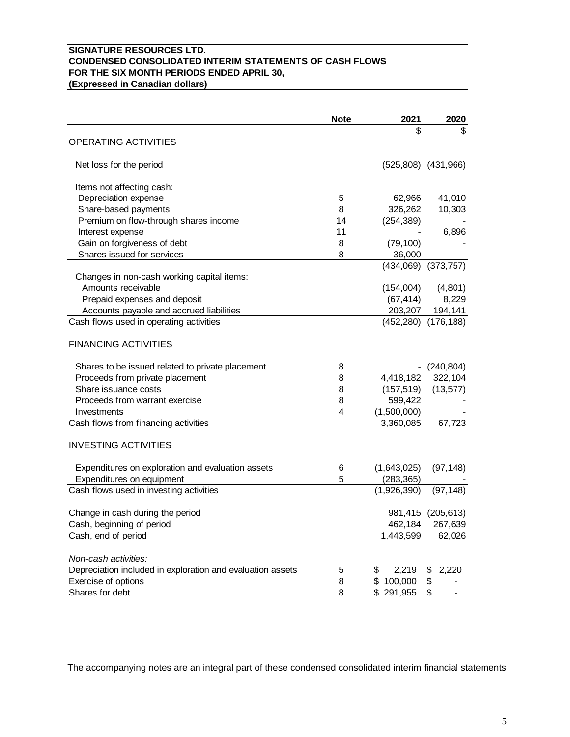**SIGNATURE RESOURCES LTD.**
**CONDENSED CONSOLIDATED INTERIM STATEMENTS OF CASH FLOWS**
**FOR THE SIX MONTH PERIODS ENDED APRIL 30,**
**(Expressed in Canadian dollars)**

| | Note | 2021 | 2020 |
|---|---|---|---|
| | | $ | $ |
| OPERATING ACTIVITIES | | | |
| Net loss for the period | | (525,808) | (431,966) |
| Items not affecting cash: | | | |
| Depreciation expense | 5 | 62,966 | 41,010 |
| Share-based payments | 8 | 326,262 | 10,303 |
| Premium on flow-through shares income | 14 | (254,389) | - |
| Interest expense | 11 | - | 6,896 |
| Gain on forgiveness of debt | 8 | (79,100) | - |
| Shares issued for services | 8 | 36,000 | - |
| | | (434,069) | (373,757) |
| Changes in non-cash working capital items: | | | |
| Amounts receivable | | (154,004) | (4,801) |
| Prepaid expenses and deposit | | (67,414) | 8,229 |
| Accounts payable and accrued liabilities | | 203,207 | 194,141 |
| Cash flows used in operating activities | | (452,280) | (176,188) |
| FINANCING ACTIVITIES | | | |
| Shares to be issued related to private placement | 8 | - | (240,804) |
| Proceeds from private placement | 8 | 4,418,182 | 322,104 |
| Share issuance costs | 8 | (157,519) | (13,577) |
| Proceeds from warrant exercise | 8 | 599,422 | - |
| Investments | 4 | (1,500,000) | - |
| Cash flows from financing activities | | 3,360,085 | 67,723 |
| INVESTING ACTIVITIES | | | |
| Expenditures on exploration and evaluation assets | 6 | (1,643,025) | (97,148) |
| Expenditures on equipment | 5 | (283,365) | - |
| Cash flows used in investing activities | | (1,926,390) | (97,148) |
| Change in cash during the period | | 981,415 | (205,613) |
| Cash, beginning of period | | 462,184 | 267,639 |
| Cash, end of period | | 1,443,599 | 62,026 |
| *Non-cash activities:* | | | |
| Depreciation included in exploration and evaluation assets | 5 | $ 2,219 | $ 2,220 |
| Exercise of options | 8 | $ 100,000 | $ - |
| Shares for debt | 8 | $ 291,955 | $ - |

The accompanying notes are an integral part of these condensed consolidated interim financial statements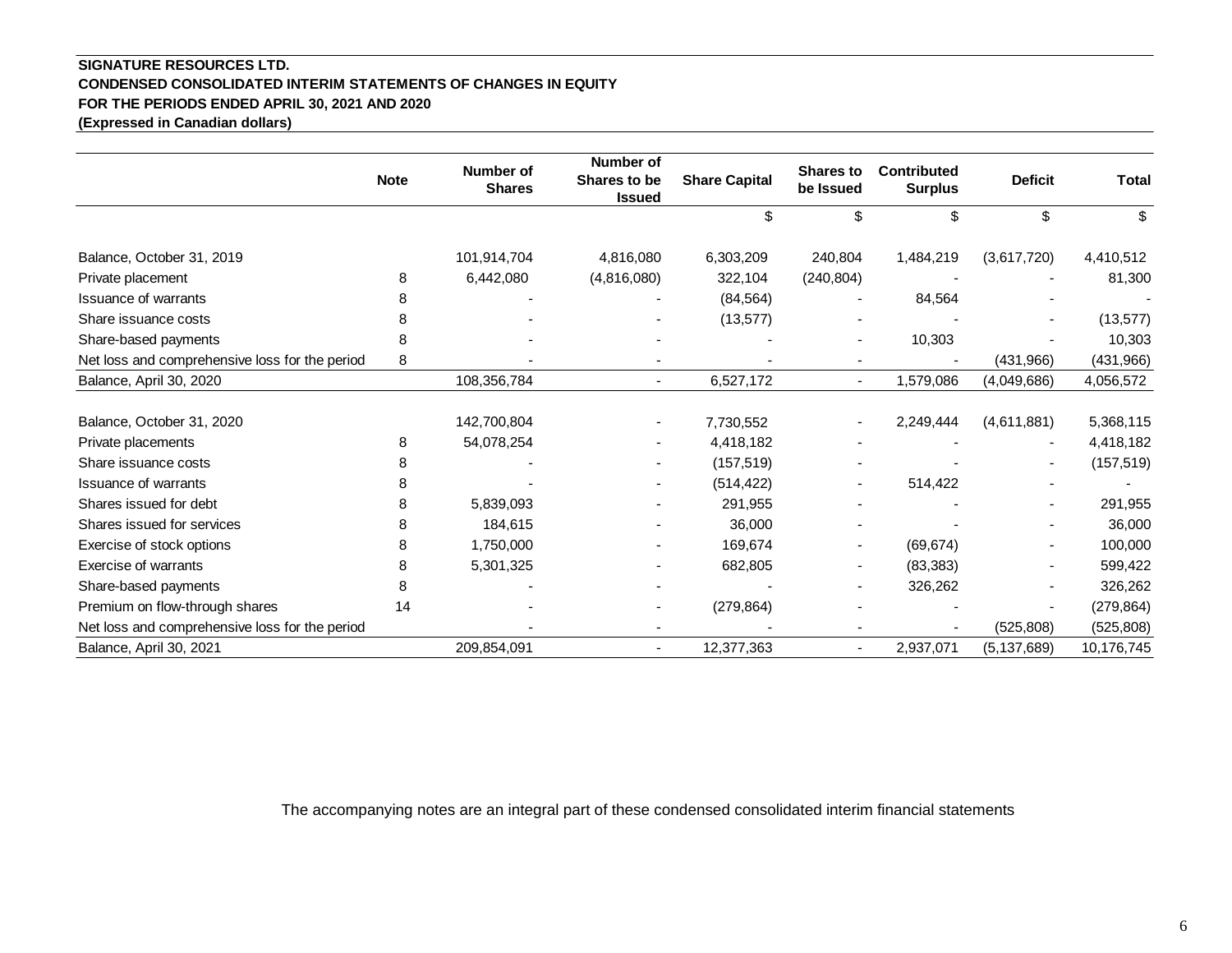**SIGNATURE RESOURCES LTD.**
**CONDENSED CONSOLIDATED INTERIM STATEMENTS OF CHANGES IN EQUITY**
**FOR THE PERIODS ENDED APRIL 30, 2021 AND 2020**
**(Expressed in Canadian dollars)**

| | Note | Number of Shares | Number of Shares to be Issued | Share Capital | Shares to be Issued | Contributed Surplus | Deficit | Total |
|---|---|---|---|---|---|---|---|---|
| | | | | $ | $ | $ | $ | $ |
| Balance, October 31, 2019 | | 101,914,704 | 4,816,080 | 6,303,209 | 240,804 | 1,484,219 | (3,617,720) | 4,410,512 |
| Private placement | 8 | 6,442,080 | (4,816,080) | 322,104 | (240,804) | - | - | 81,300 |
| Issuance of warrants | 8 | - | - | (84,564) | - | 84,564 | - | - |
| Share issuance costs | 8 | - | - | (13,577) | - | - | - | (13,577) |
| Share-based payments | 8 | - | - | - | - | 10,303 | - | 10,303 |
| Net loss and comprehensive loss for the period | 8 | - | - | - | - | - | (431,966) | (431,966) |
| Balance, April 30, 2020 | | 108,356,784 | - | 6,527,172 | - | 1,579,086 | (4,049,686) | 4,056,572 |
| | | | | | | | | |
| Balance, October 31, 2020 | | 142,700,804 | - | 7,730,552 | - | 2,249,444 | (4,611,881) | 5,368,115 |
| Private placements | 8 | 54,078,254 | - | 4,418,182 | - | - | - | 4,418,182 |
| Share issuance costs | 8 | - | - | (157,519) | - | - | - | (157,519) |
| Issuance of warrants | 8 | - | - | (514,422) | - | 514,422 | - | - |
| Shares issued for debt | 8 | 5,839,093 | - | 291,955 | - | - | - | 291,955 |
| Shares issued for services | 8 | 184,615 | - | 36,000 | - | - | - | 36,000 |
| Exercise of stock options | 8 | 1,750,000 | - | 169,674 | - | (69,674) | - | 100,000 |
| Exercise of warrants | 8 | 5,301,325 | - | 682,805 | - | (83,383) | - | 599,422 |
| Share-based payments | 8 | - | - | - | - | 326,262 | - | 326,262 |
| Premium on flow-through shares | 14 | - | - | (279,864) | - | - | - | (279,864) |
| Net loss and comprehensive loss for the period | | - | - | - | - | - | (525,808) | (525,808) |
| Balance, April 30, 2021 | | 209,854,091 | - | 12,377,363 | - | 2,937,071 | (5,137,689) | 10,176,745 |

The accompanying notes are an integral part of these condensed consolidated interim financial statements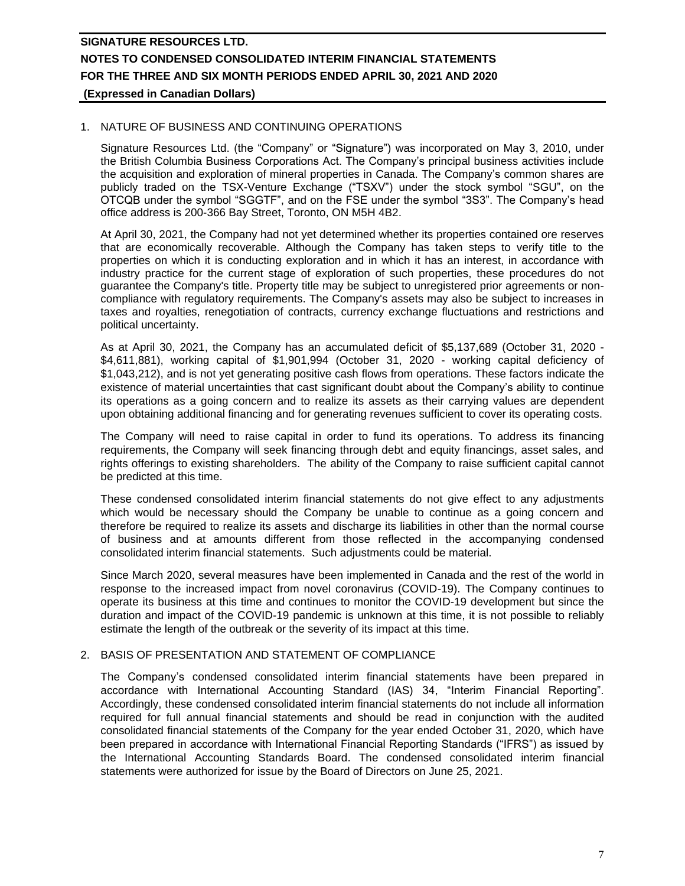## 1. NATURE OF BUSINESS AND CONTINUING OPERATIONS

Signature Resources Ltd. (the "Company" or "Signature") was incorporated on May 3, 2010, under the British Columbia Business Corporations Act. The Company's principal business activities include the acquisition and exploration of mineral properties in Canada. The Company's common shares are publicly traded on the TSX-Venture Exchange ("TSXV") under the stock symbol "SGU", on the OTCQB under the symbol "SGGTF", and on the FSE under the symbol "3S3". The Company's head office address is 200-366 Bay Street, Toronto, ON M5H 4B2.

At April 30, 2021, the Company had not yet determined whether its properties contained ore reserves that are economically recoverable. Although the Company has taken steps to verify title to the properties on which it is conducting exploration and in which it has an interest, in accordance with industry practice for the current stage of exploration of such properties, these procedures do not guarantee the Company's title. Property title may be subject to unregistered prior agreements or non-compliance with regulatory requirements. The Company's assets may also be subject to increases in taxes and royalties, renegotiation of contracts, currency exchange fluctuations and restrictions and political uncertainty.

As at April 30, 2021, the Company has an accumulated deficit of $5,137,689 (October 31, 2020 - $4,611,881), working capital of $1,901,994 (October 31, 2020 - working capital deficiency of $1,043,212), and is not yet generating positive cash flows from operations. These factors indicate the existence of material uncertainties that cast significant doubt about the Company's ability to continue its operations as a going concern and to realize its assets as their carrying values are dependent upon obtaining additional financing and for generating revenues sufficient to cover its operating costs.

The Company will need to raise capital in order to fund its operations. To address its financing requirements, the Company will seek financing through debt and equity financings, asset sales, and rights offerings to existing shareholders. The ability of the Company to raise sufficient capital cannot be predicted at this time.

These condensed consolidated interim financial statements do not give effect to any adjustments which would be necessary should the Company be unable to continue as a going concern and therefore be required to realize its assets and discharge its liabilities in other than the normal course of business and at amounts different from those reflected in the accompanying condensed consolidated interim financial statements. Such adjustments could be material.

Since March 2020, several measures have been implemented in Canada and the rest of the world in response to the increased impact from novel coronavirus (COVID-19). The Company continues to operate its business at this time and continues to monitor the COVID-19 development but since the duration and impact of the COVID-19 pandemic is unknown at this time, it is not possible to reliably estimate the length of the outbreak or the severity of its impact at this time.

## 2. BASIS OF PRESENTATION AND STATEMENT OF COMPLIANCE

The Company's condensed consolidated interim financial statements have been prepared in accordance with International Accounting Standard (IAS) 34, "Interim Financial Reporting". Accordingly, these condensed consolidated interim financial statements do not include all information required for full annual financial statements and should be read in conjunction with the audited consolidated financial statements of the Company for the year ended October 31, 2020, which have been prepared in accordance with International Financial Reporting Standards ("IFRS") as issued by the International Accounting Standards Board. The condensed consolidated interim financial statements were authorized for issue by the Board of Directors on June 25, 2021.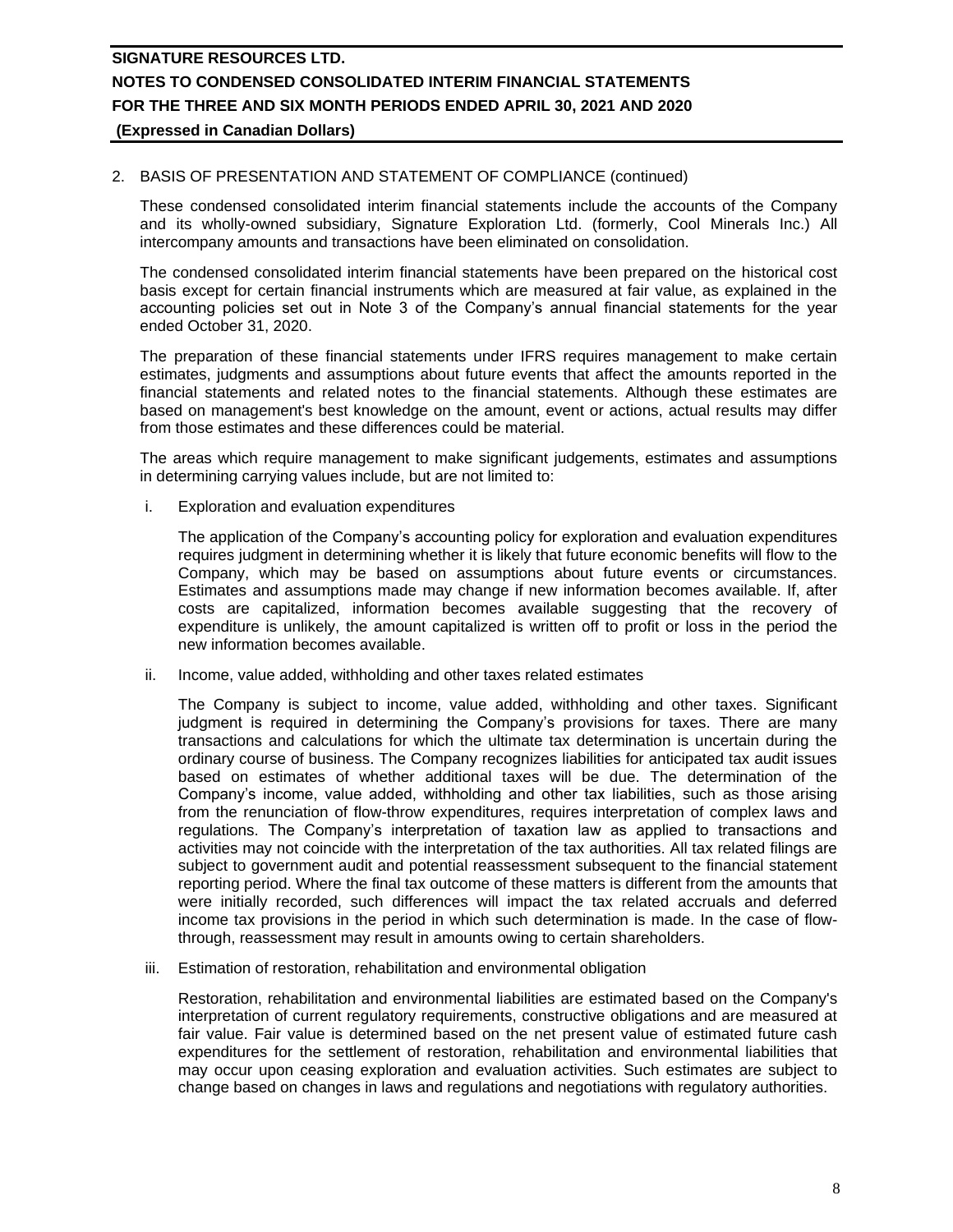## 2. BASIS OF PRESENTATION AND STATEMENT OF COMPLIANCE (continued)

These condensed consolidated interim financial statements include the accounts of the Company and its wholly-owned subsidiary, Signature Exploration Ltd. (formerly, Cool Minerals Inc.) All intercompany amounts and transactions have been eliminated on consolidation.

The condensed consolidated interim financial statements have been prepared on the historical cost basis except for certain financial instruments which are measured at fair value, as explained in the accounting policies set out in Note 3 of the Company's annual financial statements for the year ended October 31, 2020.

The preparation of these financial statements under IFRS requires management to make certain estimates, judgments and assumptions about future events that affect the amounts reported in the financial statements and related notes to the financial statements. Although these estimates are based on management's best knowledge on the amount, event or actions, actual results may differ from those estimates and these differences could be material.

The areas which require management to make significant judgements, estimates and assumptions in determining carrying values include, but are not limited to:

i. Exploration and evaluation expenditures

   The application of the Company's accounting policy for exploration and evaluation expenditures requires judgment in determining whether it is likely that future economic benefits will flow to the Company, which may be based on assumptions about future events or circumstances. Estimates and assumptions made may change if new information becomes available. If, after costs are capitalized, information becomes available suggesting that the recovery of expenditure is unlikely, the amount capitalized is written off to profit or loss in the period the new information becomes available.

ii. Income, value added, withholding and other taxes related estimates

   The Company is subject to income, value added, withholding and other taxes. Significant judgment is required in determining the Company's provisions for taxes. There are many transactions and calculations for which the ultimate tax determination is uncertain during the ordinary course of business. The Company recognizes liabilities for anticipated tax audit issues based on estimates of whether additional taxes will be due. The determination of the Company's income, value added, withholding and other tax liabilities, such as those arising from the renunciation of flow-throw expenditures, requires interpretation of complex laws and regulations. The Company's interpretation of taxation law as applied to transactions and activities may not coincide with the interpretation of the tax authorities. All tax related filings are subject to government audit and potential reassessment subsequent to the financial statement reporting period. Where the final tax outcome of these matters is different from the amounts that were initially recorded, such differences will impact the tax related accruals and deferred income tax provisions in the period in which such determination is made. In the case of flow-through, reassessment may result in amounts owing to certain shareholders.

iii. Estimation of restoration, rehabilitation and environmental obligation

   Restoration, rehabilitation and environmental liabilities are estimated based on the Company's interpretation of current regulatory requirements, constructive obligations and are measured at fair value. Fair value is determined based on the net present value of estimated future cash expenditures for the settlement of restoration, rehabilitation and environmental liabilities that may occur upon ceasing exploration and evaluation activities. Such estimates are subject to change based on changes in laws and regulations and negotiations with regulatory authorities.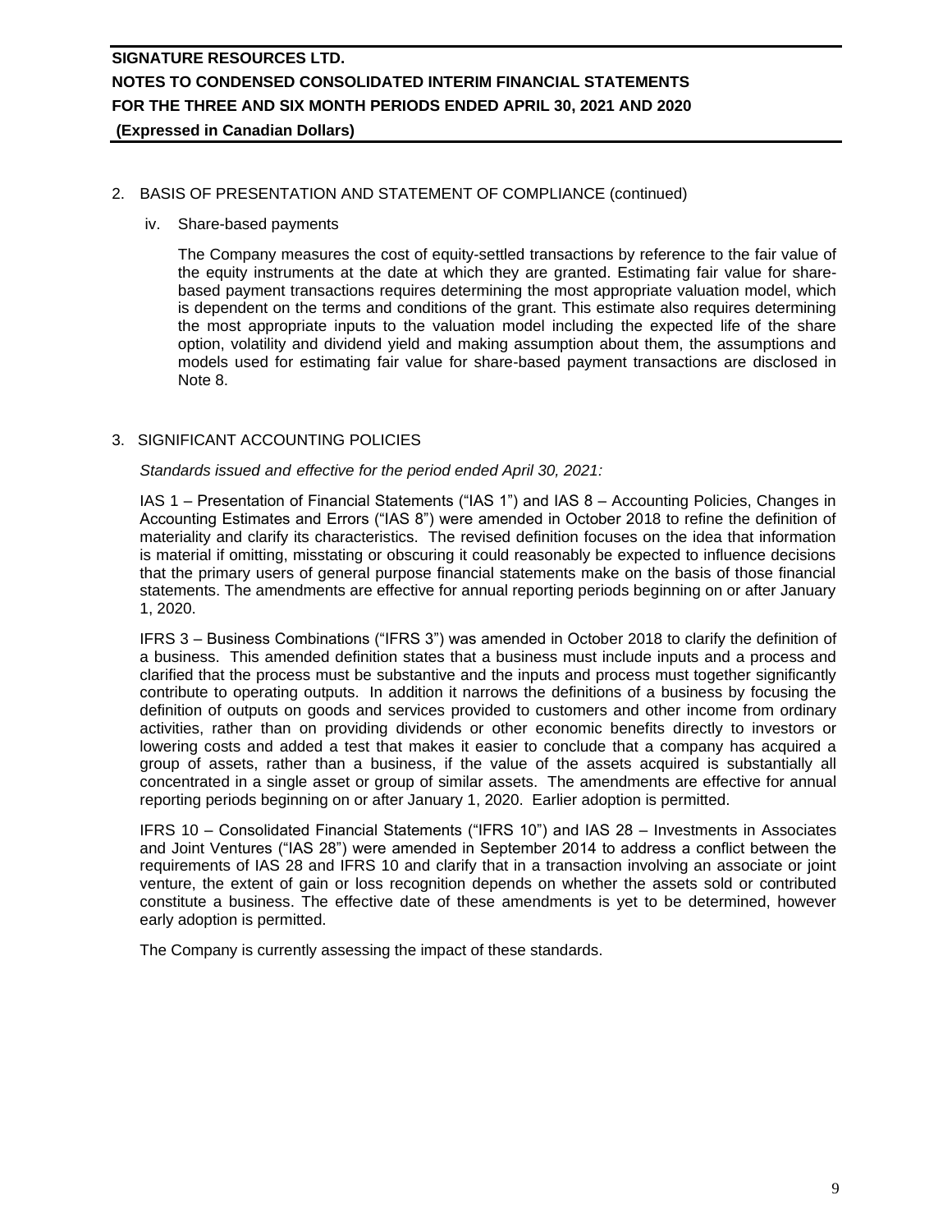## 2. BASIS OF PRESENTATION AND STATEMENT OF COMPLIANCE (continued)

### iv. Share-based payments

The Company measures the cost of equity-settled transactions by reference to the fair value of the equity instruments at the date at which they are granted. Estimating fair value for share-based payment transactions requires determining the most appropriate valuation model, which is dependent on the terms and conditions of the grant. This estimate also requires determining the most appropriate inputs to the valuation model including the expected life of the share option, volatility and dividend yield and making assumption about them, the assumptions and models used for estimating fair value for share-based payment transactions are disclosed in Note 8.

## 3. SIGNIFICANT ACCOUNTING POLICIES

*Standards issued and effective for the period ended April 30, 2021:*

IAS 1 – Presentation of Financial Statements ("IAS 1") and IAS 8 – Accounting Policies, Changes in Accounting Estimates and Errors ("IAS 8") were amended in October 2018 to refine the definition of materiality and clarify its characteristics. The revised definition focuses on the idea that information is material if omitting, misstating or obscuring it could reasonably be expected to influence decisions that the primary users of general purpose financial statements make on the basis of those financial statements. The amendments are effective for annual reporting periods beginning on or after January 1, 2020.

IFRS 3 – Business Combinations ("IFRS 3") was amended in October 2018 to clarify the definition of a business. This amended definition states that a business must include inputs and a process and clarified that the process must be substantive and the inputs and process must together significantly contribute to operating outputs. In addition it narrows the definitions of a business by focusing the definition of outputs on goods and services provided to customers and other income from ordinary activities, rather than on providing dividends or other economic benefits directly to investors or lowering costs and added a test that makes it easier to conclude that a company has acquired a group of assets, rather than a business, if the value of the assets acquired is substantially all concentrated in a single asset or group of similar assets. The amendments are effective for annual reporting periods beginning on or after January 1, 2020. Earlier adoption is permitted.

IFRS 10 – Consolidated Financial Statements ("IFRS 10") and IAS 28 – Investments in Associates and Joint Ventures ("IAS 28") were amended in September 2014 to address a conflict between the requirements of IAS 28 and IFRS 10 and clarify that in a transaction involving an associate or joint venture, the extent of gain or loss recognition depends on whether the assets sold or contributed constitute a business. The effective date of these amendments is yet to be determined, however early adoption is permitted.

The Company is currently assessing the impact of these standards.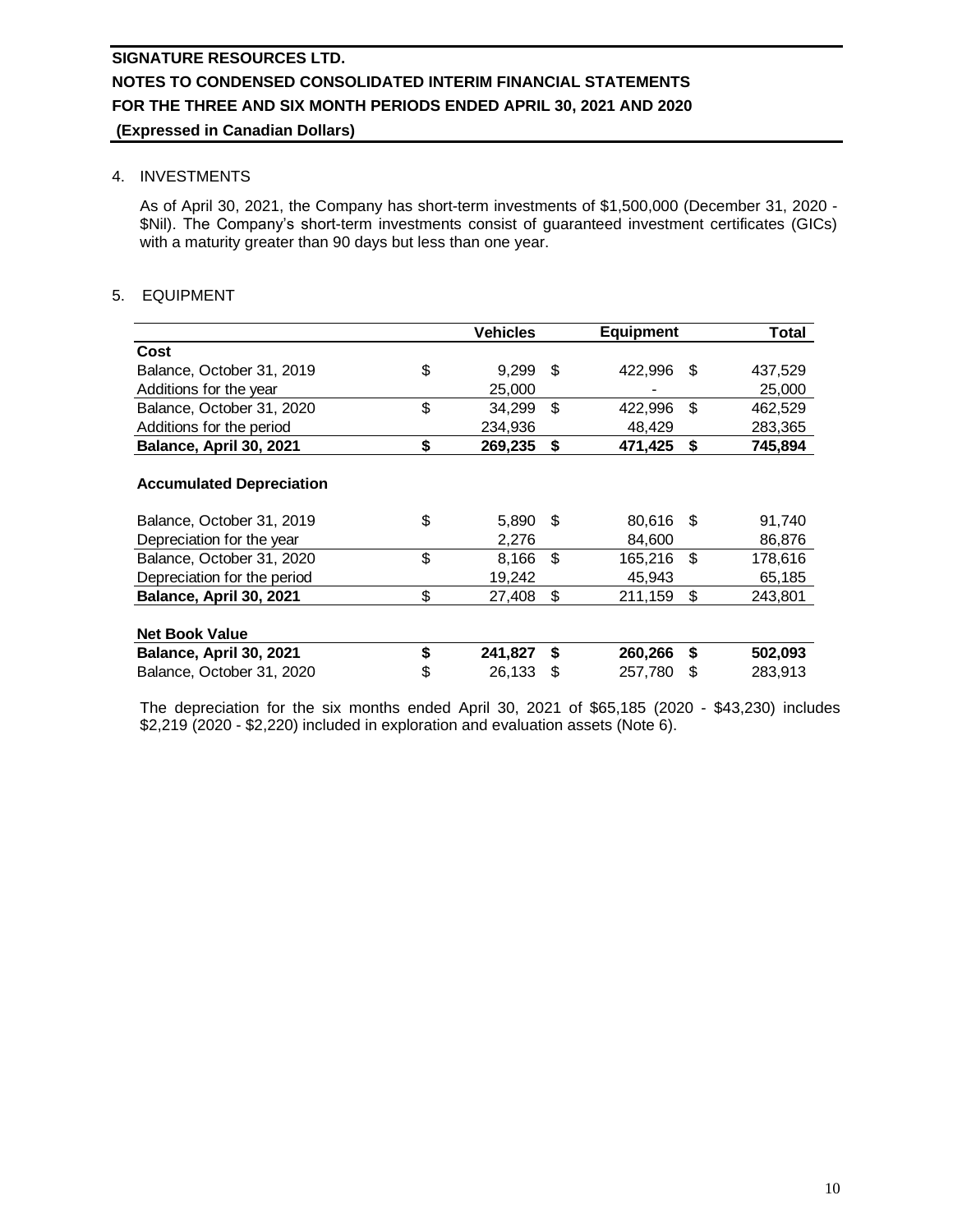## 4. INVESTMENTS

As of April 30, 2021, the Company has short-term investments of $1,500,000 (December 31, 2020 - $Nil). The Company's short-term investments consist of guaranteed investment certificates (GICs) with a maturity greater than 90 days but less than one year.

## 5. EQUIPMENT

| | Vehicles | Equipment | Total |
|---|---|---|---|
| **Cost** | | | |
| Balance, October 31, 2019 | $ 9,299 | $ 422,996 | $ 437,529 |
| Additions for the year | 25,000 | - | 25,000 |
| Balance, October 31, 2020 | $ 34,299 | $ 422,996 | $ 462,529 |
| Additions for the period | 234,936 | 48,429 | 283,365 |
| **Balance, April 30, 2021** | **$ 269,235** | **$ 471,425** | **$ 745,894** |
| **Accumulated Depreciation** | | | |
| Balance, October 31, 2019 | $ 5,890 | $ 80,616 | $ 91,740 |
| Depreciation for the year | 2,276 | 84,600 | 86,876 |
| Balance, October 31, 2020 | $ 8,166 | $ 165,216 | $ 178,616 |
| Depreciation for the period | 19,242 | 45,943 | 65,185 |
| **Balance, April 30, 2021** | $ 27,408 | $ 211,159 | $ 243,801 |
| **Net Book Value** | | | |
| **Balance, April 30, 2021** | **$ 241,827** | **$ 260,266** | **$ 502,093** |
| Balance, October 31, 2020 | $ 26,133 | $ 257,780 | $ 283,913 |

The depreciation for the six months ended April 30, 2021 of $65,185 (2020 - $43,230) includes $2,219 (2020 - $2,220) included in exploration and evaluation assets (Note 6).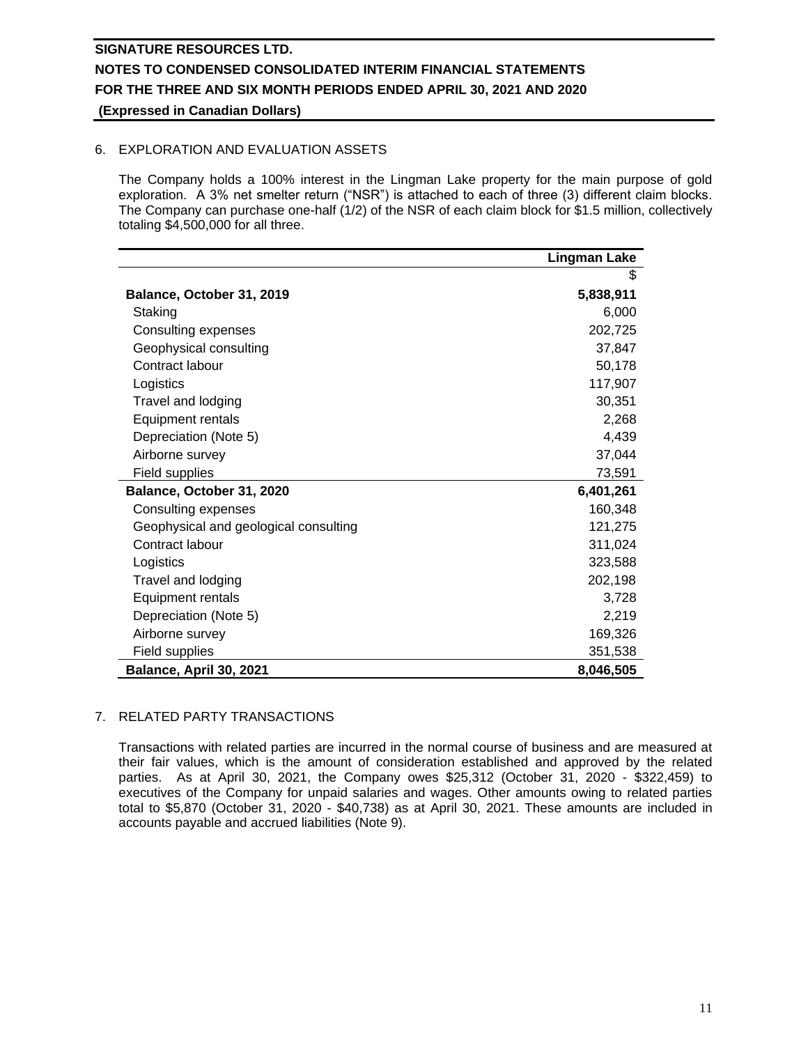## 6. EXPLORATION AND EVALUATION ASSETS

The Company holds a 100% interest in the Lingman Lake property for the main purpose of gold exploration. A 3% net smelter return ("NSR") is attached to each of three (3) different claim blocks. The Company can purchase one-half (1/2) of the NSR of each claim block for $1.5 million, collectively totaling $4,500,000 for all three.

| | Lingman Lake |
|---|---|
| | $ |
| **Balance, October 31, 2019** | **5,838,911** |
| Staking | 6,000 |
| Consulting expenses | 202,725 |
| Geophysical consulting | 37,847 |
| Contract labour | 50,178 |
| Logistics | 117,907 |
| Travel and lodging | 30,351 |
| Equipment rentals | 2,268 |
| Depreciation (Note 5) | 4,439 |
| Airborne survey | 37,044 |
| Field supplies | 73,591 |
| **Balance, October 31, 2020** | **6,401,261** |
| Consulting expenses | 160,348 |
| Geophysical and geological consulting | 121,275 |
| Contract labour | 311,024 |
| Logistics | 323,588 |
| Travel and lodging | 202,198 |
| Equipment rentals | 3,728 |
| Depreciation (Note 5) | 2,219 |
| Airborne survey | 169,326 |
| Field supplies | 351,538 |
| **Balance, April 30, 2021** | **8,046,505** |

## 7. RELATED PARTY TRANSACTIONS

Transactions with related parties are incurred in the normal course of business and are measured at their fair values, which is the amount of consideration established and approved by the related parties. As at April 30, 2021, the Company owes $25,312 (October 31, 2020 - $322,459) to executives of the Company for unpaid salaries and wages. Other amounts owing to related parties total to $5,870 (October 31, 2020 - $40,738) as at April 30, 2021. These amounts are included in accounts payable and accrued liabilities (Note 9).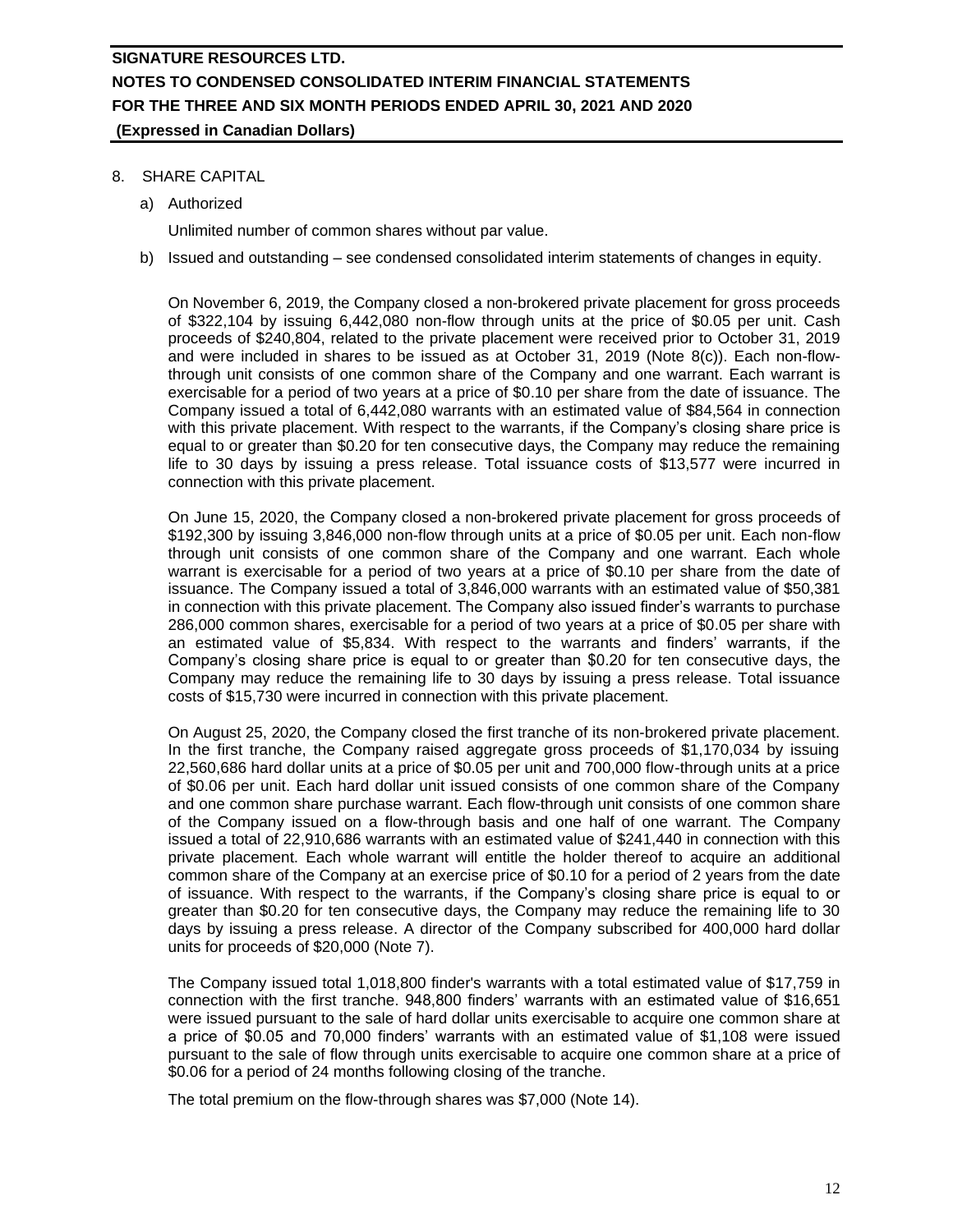## 8. SHARE CAPITAL

a) Authorized

Unlimited number of common shares without par value.

b) Issued and outstanding – see condensed consolidated interim statements of changes in equity.

On November 6, 2019, the Company closed a non-brokered private placement for gross proceeds of $322,104 by issuing 6,442,080 non-flow through units at the price of $0.05 per unit. Cash proceeds of $240,804, related to the private placement were received prior to October 31, 2019 and were included in shares to be issued as at October 31, 2019 (Note 8(c)). Each non-flow-through unit consists of one common share of the Company and one warrant. Each warrant is exercisable for a period of two years at a price of $0.10 per share from the date of issuance. The Company issued a total of 6,442,080 warrants with an estimated value of $84,564 in connection with this private placement. With respect to the warrants, if the Company's closing share price is equal to or greater than $0.20 for ten consecutive days, the Company may reduce the remaining life to 30 days by issuing a press release. Total issuance costs of $13,577 were incurred in connection with this private placement.

On June 15, 2020, the Company closed a non-brokered private placement for gross proceeds of $192,300 by issuing 3,846,000 non-flow through units at a price of $0.05 per unit. Each non-flow through unit consists of one common share of the Company and one warrant. Each whole warrant is exercisable for a period of two years at a price of $0.10 per share from the date of issuance. The Company issued a total of 3,846,000 warrants with an estimated value of $50,381 in connection with this private placement. The Company also issued finder's warrants to purchase 286,000 common shares, exercisable for a period of two years at a price of $0.05 per share with an estimated value of $5,834. With respect to the warrants and finders' warrants, if the Company's closing share price is equal to or greater than $0.20 for ten consecutive days, the Company may reduce the remaining life to 30 days by issuing a press release. Total issuance costs of $15,730 were incurred in connection with this private placement.

On August 25, 2020, the Company closed the first tranche of its non-brokered private placement. In the first tranche, the Company raised aggregate gross proceeds of $1,170,034 by issuing 22,560,686 hard dollar units at a price of $0.05 per unit and 700,000 flow-through units at a price of $0.06 per unit. Each hard dollar unit issued consists of one common share of the Company and one common share purchase warrant. Each flow-through unit consists of one common share of the Company issued on a flow-through basis and one half of one warrant. The Company issued a total of 22,910,686 warrants with an estimated value of $241,440 in connection with this private placement. Each whole warrant will entitle the holder thereof to acquire an additional common share of the Company at an exercise price of $0.10 for a period of 2 years from the date of issuance. With respect to the warrants, if the Company's closing share price is equal to or greater than $0.20 for ten consecutive days, the Company may reduce the remaining life to 30 days by issuing a press release. A director of the Company subscribed for 400,000 hard dollar units for proceeds of $20,000 (Note 7).

The Company issued total 1,018,800 finder's warrants with a total estimated value of $17,759 in connection with the first tranche. 948,800 finders' warrants with an estimated value of $16,651 were issued pursuant to the sale of hard dollar units exercisable to acquire one common share at a price of $0.05 and 70,000 finders' warrants with an estimated value of $1,108 were issued pursuant to the sale of flow through units exercisable to acquire one common share at a price of $0.06 for a period of 24 months following closing of the tranche.

The total premium on the flow-through shares was $7,000 (Note 14).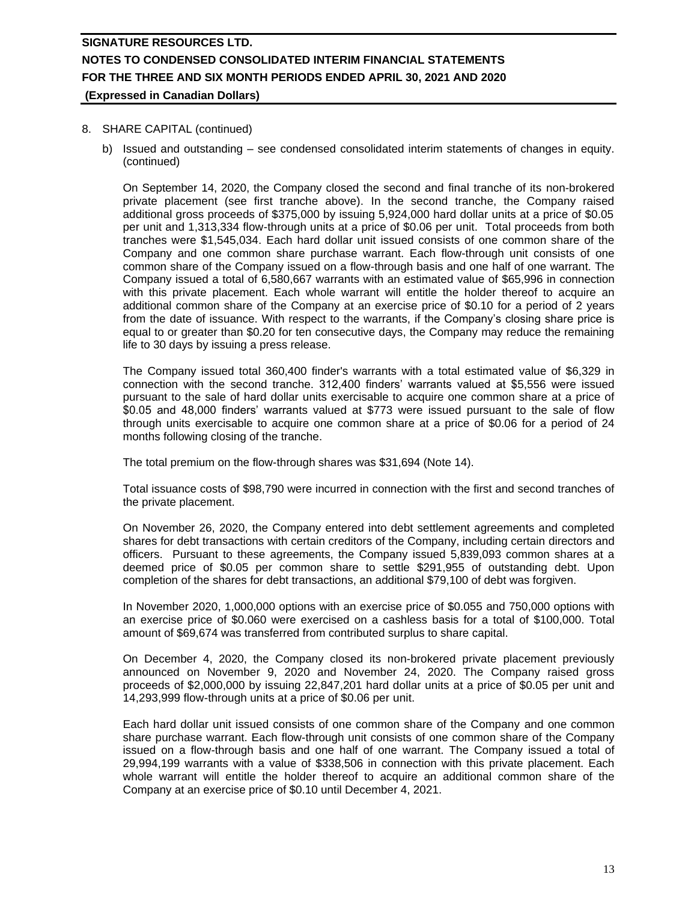8. SHARE CAPITAL (continued)

   b) Issued and outstanding – see condensed consolidated interim statements of changes in equity. (continued)

   On September 14, 2020, the Company closed the second and final tranche of its non-brokered private placement (see first tranche above). In the second tranche, the Company raised additional gross proceeds of $375,000 by issuing 5,924,000 hard dollar units at a price of $0.05 per unit and 1,313,334 flow-through units at a price of $0.06 per unit. Total proceeds from both tranches were $1,545,034. Each hard dollar unit issued consists of one common share of the Company and one common share purchase warrant. Each flow-through unit consists of one common share of the Company issued on a flow-through basis and one half of one warrant. The Company issued a total of 6,580,667 warrants with an estimated value of $65,996 in connection with this private placement. Each whole warrant will entitle the holder thereof to acquire an additional common share of the Company at an exercise price of $0.10 for a period of 2 years from the date of issuance. With respect to the warrants, if the Company's closing share price is equal to or greater than $0.20 for ten consecutive days, the Company may reduce the remaining life to 30 days by issuing a press release.

   The Company issued total 360,400 finder's warrants with a total estimated value of $6,329 in connection with the second tranche. 312,400 finders' warrants valued at $5,556 were issued pursuant to the sale of hard dollar units exercisable to acquire one common share at a price of $0.05 and 48,000 finders' warrants valued at $773 were issued pursuant to the sale of flow through units exercisable to acquire one common share at a price of $0.06 for a period of 24 months following closing of the tranche.

   The total premium on the flow-through shares was $31,694 (Note 14).

   Total issuance costs of $98,790 were incurred in connection with the first and second tranches of the private placement.

   On November 26, 2020, the Company entered into debt settlement agreements and completed shares for debt transactions with certain creditors of the Company, including certain directors and officers. Pursuant to these agreements, the Company issued 5,839,093 common shares at a deemed price of $0.05 per common share to settle $291,955 of outstanding debt. Upon completion of the shares for debt transactions, an additional $79,100 of debt was forgiven.

   In November 2020, 1,000,000 options with an exercise price of $0.055 and 750,000 options with an exercise price of $0.060 were exercised on a cashless basis for a total of $100,000. Total amount of $69,674 was transferred from contributed surplus to share capital.

   On December 4, 2020, the Company closed its non-brokered private placement previously announced on November 9, 2020 and November 24, 2020. The Company raised gross proceeds of $2,000,000 by issuing 22,847,201 hard dollar units at a price of $0.05 per unit and 14,293,999 flow-through units at a price of $0.06 per unit.

   Each hard dollar unit issued consists of one common share of the Company and one common share purchase warrant. Each flow-through unit consists of one common share of the Company issued on a flow-through basis and one half of one warrant. The Company issued a total of 29,994,199 warrants with a value of $338,506 in connection with this private placement. Each whole warrant will entitle the holder thereof to acquire an additional common share of the Company at an exercise price of $0.10 until December 4, 2021.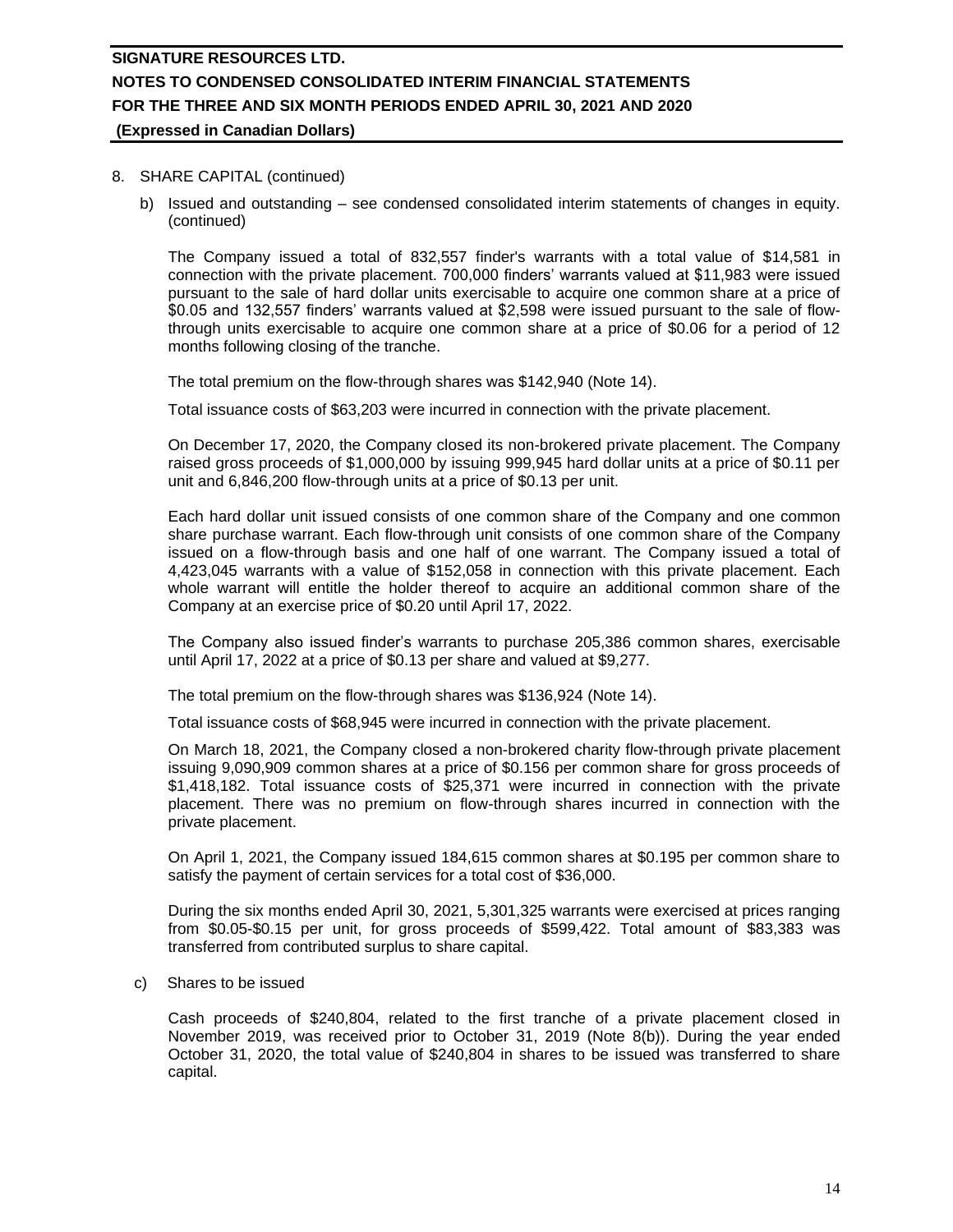8. SHARE CAPITAL (continued)

b) Issued and outstanding – see condensed consolidated interim statements of changes in equity. (continued)

The Company issued a total of 832,557 finder's warrants with a total value of $14,581 in connection with the private placement. 700,000 finders' warrants valued at $11,983 were issued pursuant to the sale of hard dollar units exercisable to acquire one common share at a price of $0.05 and 132,557 finders' warrants valued at $2,598 were issued pursuant to the sale of flow-through units exercisable to acquire one common share at a price of $0.06 for a period of 12 months following closing of the tranche.

The total premium on the flow-through shares was $142,940 (Note 14).

Total issuance costs of $63,203 were incurred in connection with the private placement.

On December 17, 2020, the Company closed its non-brokered private placement. The Company raised gross proceeds of $1,000,000 by issuing 999,945 hard dollar units at a price of $0.11 per unit and 6,846,200 flow-through units at a price of $0.13 per unit.

Each hard dollar unit issued consists of one common share of the Company and one common share purchase warrant. Each flow-through unit consists of one common share of the Company issued on a flow-through basis and one half of one warrant. The Company issued a total of 4,423,045 warrants with a value of $152,058 in connection with this private placement. Each whole warrant will entitle the holder thereof to acquire an additional common share of the Company at an exercise price of $0.20 until April 17, 2022.

The Company also issued finder's warrants to purchase 205,386 common shares, exercisable until April 17, 2022 at a price of $0.13 per share and valued at $9,277.

The total premium on the flow-through shares was $136,924 (Note 14).

Total issuance costs of $68,945 were incurred in connection with the private placement.

On March 18, 2021, the Company closed a non-brokered charity flow-through private placement issuing 9,090,909 common shares at a price of $0.156 per common share for gross proceeds of $1,418,182. Total issuance costs of $25,371 were incurred in connection with the private placement. There was no premium on flow-through shares incurred in connection with the private placement.

On April 1, 2021, the Company issued 184,615 common shares at $0.195 per common share to satisfy the payment of certain services for a total cost of $36,000.

During the six months ended April 30, 2021, 5,301,325 warrants were exercised at prices ranging from $0.05-$0.15 per unit, for gross proceeds of $599,422. Total amount of $83,383 was transferred from contributed surplus to share capital.

c) Shares to be issued

Cash proceeds of $240,804, related to the first tranche of a private placement closed in November 2019, was received prior to October 31, 2019 (Note 8(b)). During the year ended October 31, 2020, the total value of $240,804 in shares to be issued was transferred to share capital.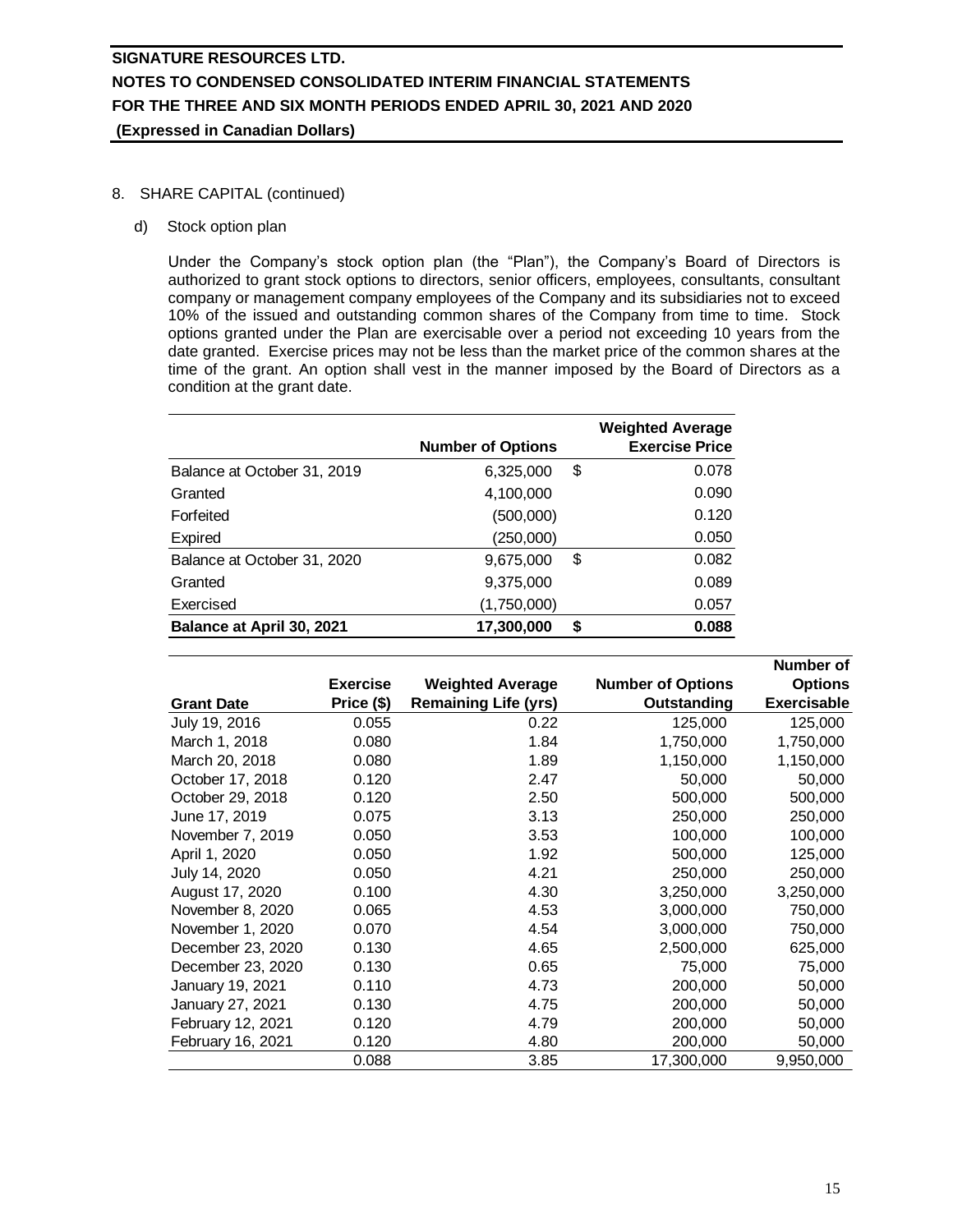8. SHARE CAPITAL (continued)

d) Stock option plan

Under the Company's stock option plan (the "Plan"), the Company's Board of Directors is authorized to grant stock options to directors, senior officers, employees, consultants, consultant company or management company employees of the Company and its subsidiaries not to exceed 10% of the issued and outstanding common shares of the Company from time to time. Stock options granted under the Plan are exercisable over a period not exceeding 10 years from the date granted. Exercise prices may not be less than the market price of the common shares at the time of the grant. An option shall vest in the manner imposed by the Board of Directors as a condition at the grant date.

| | Number of Options | Weighted Average Exercise Price |
|---|---|---|
| Balance at October 31, 2019 | 6,325,000 | $ 0.078 |
| Granted | 4,100,000 | 0.090 |
| Forfeited | (500,000) | 0.120 |
| Expired | (250,000) | 0.050 |
| Balance at October 31, 2020 | 9,675,000 | $ 0.082 |
| Granted | 9,375,000 | 0.089 |
| Exercised | (1,750,000) | 0.057 |
| **Balance at April 30, 2021** | **17,300,000** | **$ 0.088** |

| Grant Date | Exercise Price ($) | Weighted Average Remaining Life (yrs) | Number of Options Outstanding | Number of Options Exercisable |
|---|---|---|---|---|
| July 19, 2016 | 0.055 | 0.22 | 125,000 | 125,000 |
| March 1, 2018 | 0.080 | 1.84 | 1,750,000 | 1,750,000 |
| March 20, 2018 | 0.080 | 1.89 | 1,150,000 | 1,150,000 |
| October 17, 2018 | 0.120 | 2.47 | 50,000 | 50,000 |
| October 29, 2018 | 0.120 | 2.50 | 500,000 | 500,000 |
| June 17, 2019 | 0.075 | 3.13 | 250,000 | 250,000 |
| November 7, 2019 | 0.050 | 3.53 | 100,000 | 100,000 |
| April 1, 2020 | 0.050 | 1.92 | 500,000 | 125,000 |
| July 14, 2020 | 0.050 | 4.21 | 250,000 | 250,000 |
| August 17, 2020 | 0.100 | 4.30 | 3,250,000 | 3,250,000 |
| November 8, 2020 | 0.065 | 4.53 | 3,000,000 | 750,000 |
| November 1, 2020 | 0.070 | 4.54 | 3,000,000 | 750,000 |
| December 23, 2020 | 0.130 | 4.65 | 2,500,000 | 625,000 |
| December 23, 2020 | 0.130 | 0.65 | 75,000 | 75,000 |
| January 19, 2021 | 0.110 | 4.73 | 200,000 | 50,000 |
| January 27, 2021 | 0.130 | 4.75 | 200,000 | 50,000 |
| February 12, 2021 | 0.120 | 4.79 | 200,000 | 50,000 |
| February 16, 2021 | 0.120 | 4.80 | 200,000 | 50,000 |
| | 0.088 | 3.85 | 17,300,000 | 9,950,000 |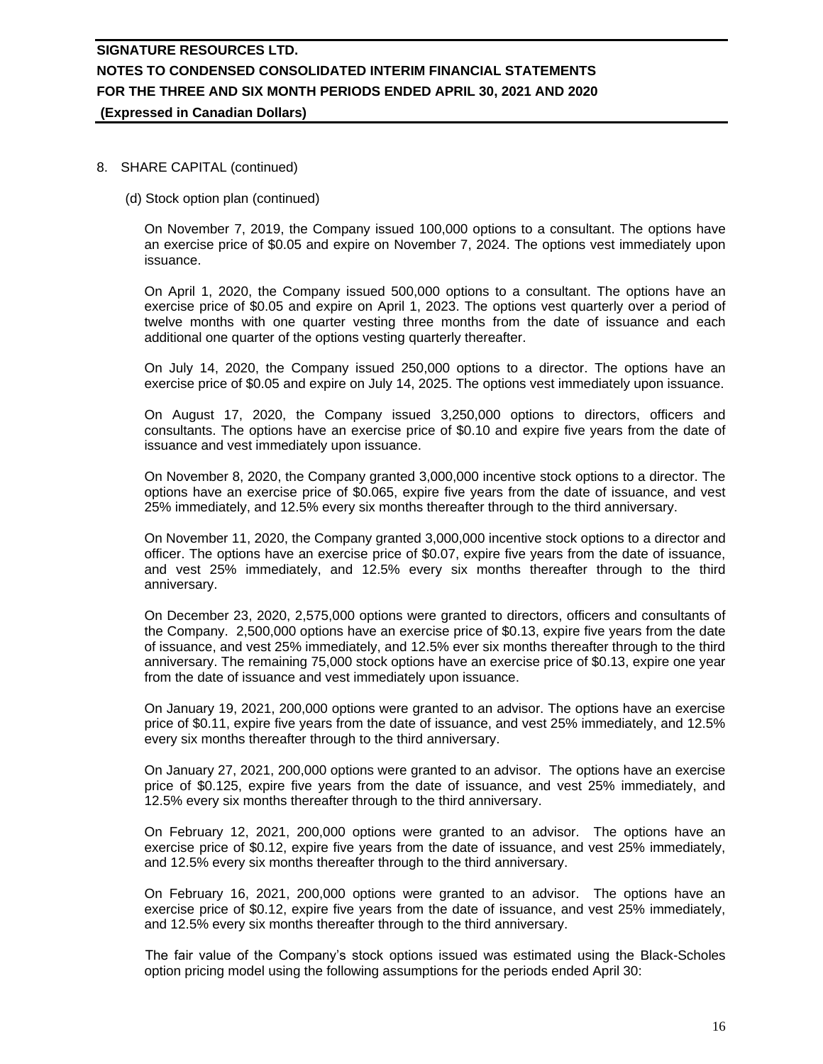8. SHARE CAPITAL (continued)

(d) Stock option plan (continued)

On November 7, 2019, the Company issued 100,000 options to a consultant. The options have an exercise price of $0.05 and expire on November 7, 2024. The options vest immediately upon issuance.

On April 1, 2020, the Company issued 500,000 options to a consultant. The options have an exercise price of $0.05 and expire on April 1, 2023. The options vest quarterly over a period of twelve months with one quarter vesting three months from the date of issuance and each additional one quarter of the options vesting quarterly thereafter.

On July 14, 2020, the Company issued 250,000 options to a director. The options have an exercise price of $0.05 and expire on July 14, 2025. The options vest immediately upon issuance.

On August 17, 2020, the Company issued 3,250,000 options to directors, officers and consultants. The options have an exercise price of $0.10 and expire five years from the date of issuance and vest immediately upon issuance.

On November 8, 2020, the Company granted 3,000,000 incentive stock options to a director. The options have an exercise price of $0.065, expire five years from the date of issuance, and vest 25% immediately, and 12.5% every six months thereafter through to the third anniversary.

On November 11, 2020, the Company granted 3,000,000 incentive stock options to a director and officer. The options have an exercise price of $0.07, expire five years from the date of issuance, and vest 25% immediately, and 12.5% every six months thereafter through to the third anniversary.

On December 23, 2020, 2,575,000 options were granted to directors, officers and consultants of the Company. 2,500,000 options have an exercise price of $0.13, expire five years from the date of issuance, and vest 25% immediately, and 12.5% ever six months thereafter through to the third anniversary. The remaining 75,000 stock options have an exercise price of $0.13, expire one year from the date of issuance and vest immediately upon issuance.

On January 19, 2021, 200,000 options were granted to an advisor. The options have an exercise price of $0.11, expire five years from the date of issuance, and vest 25% immediately, and 12.5% every six months thereafter through to the third anniversary.

On January 27, 2021, 200,000 options were granted to an advisor. The options have an exercise price of $0.125, expire five years from the date of issuance, and vest 25% immediately, and 12.5% every six months thereafter through to the third anniversary.

On February 12, 2021, 200,000 options were granted to an advisor. The options have an exercise price of $0.12, expire five years from the date of issuance, and vest 25% immediately, and 12.5% every six months thereafter through to the third anniversary.

On February 16, 2021, 200,000 options were granted to an advisor. The options have an exercise price of $0.12, expire five years from the date of issuance, and vest 25% immediately, and 12.5% every six months thereafter through to the third anniversary.

The fair value of the Company's stock options issued was estimated using the Black-Scholes option pricing model using the following assumptions for the periods ended April 30: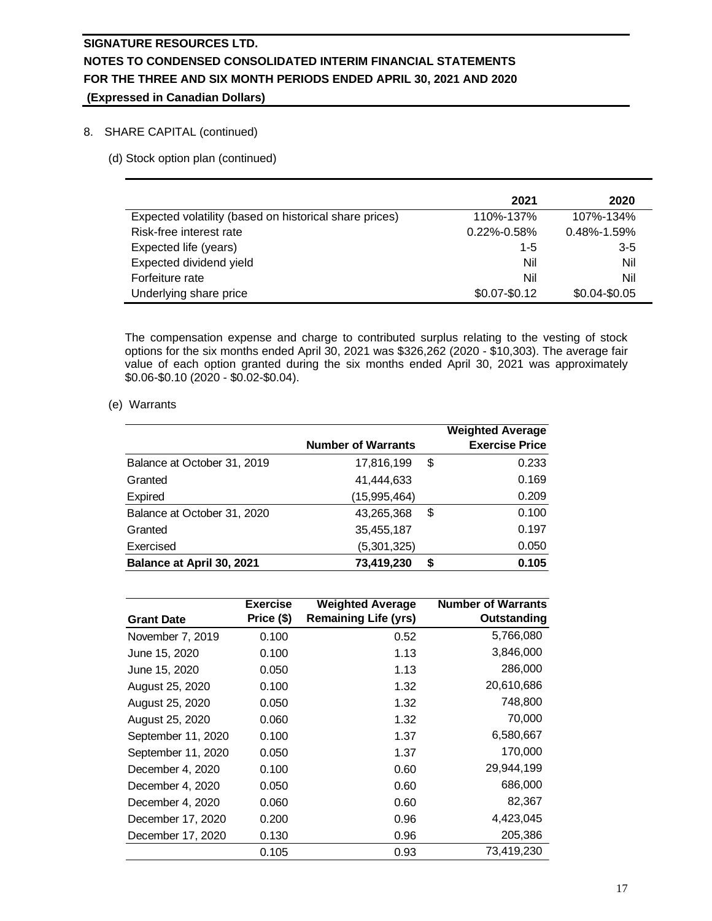## 8. SHARE CAPITAL (continued)

### (d) Stock option plan (continued)

| | 2021 | 2020 |
|---|---|---|
| Expected volatility (based on historical share prices) | 110%-137% | 107%-134% |
| Risk-free interest rate | 0.22%-0.58% | 0.48%-1.59% |
| Expected life (years) | 1-5 | 3-5 |
| Expected dividend yield | Nil | Nil |
| Forfeiture rate | Nil | Nil |
| Underlying share price | \$0.07-\$0.12 | \$0.04-\$0.05 |

The compensation expense and charge to contributed surplus relating to the vesting of stock options for the six months ended April 30, 2021 was \$326,262 (2020 - \$10,303). The average fair value of each option granted during the six months ended April 30, 2021 was approximately \$0.06-\$0.10 (2020 - \$0.02-\$0.04).

### (e) Warrants

| | Number of Warrants | Weighted Average Exercise Price |
|---|---|---|
| Balance at October 31, 2019 | 17,816,199 | \$ 0.233 |
| Granted | 41,444,633 | 0.169 |
| Expired | (15,995,464) | 0.209 |
| Balance at October 31, 2020 | 43,265,368 | \$ 0.100 |
| Granted | 35,455,187 | 0.197 |
| Exercised | (5,301,325) | 0.050 |
| **Balance at April 30, 2021** | **73,419,230** | **\$ 0.105** |

| Grant Date | Exercise Price (\$) | Weighted Average Remaining Life (yrs) | Number of Warrants Outstanding |
|---|---|---|---|
| November 7, 2019 | 0.100 | 0.52 | 5,766,080 |
| June 15, 2020 | 0.100 | 1.13 | 3,846,000 |
| June 15, 2020 | 0.050 | 1.13 | 286,000 |
| August 25, 2020 | 0.100 | 1.32 | 20,610,686 |
| August 25, 2020 | 0.050 | 1.32 | 748,800 |
| August 25, 2020 | 0.060 | 1.32 | 70,000 |
| September 11, 2020 | 0.100 | 1.37 | 6,580,667 |
| September 11, 2020 | 0.050 | 1.37 | 170,000 |
| December 4, 2020 | 0.100 | 0.60 | 29,944,199 |
| December 4, 2020 | 0.050 | 0.60 | 686,000 |
| December 4, 2020 | 0.060 | 0.60 | 82,367 |
| December 17, 2020 | 0.200 | 0.96 | 4,423,045 |
| December 17, 2020 | 0.130 | 0.96 | 205,386 |
| | 0.105 | 0.93 | 73,419,230 |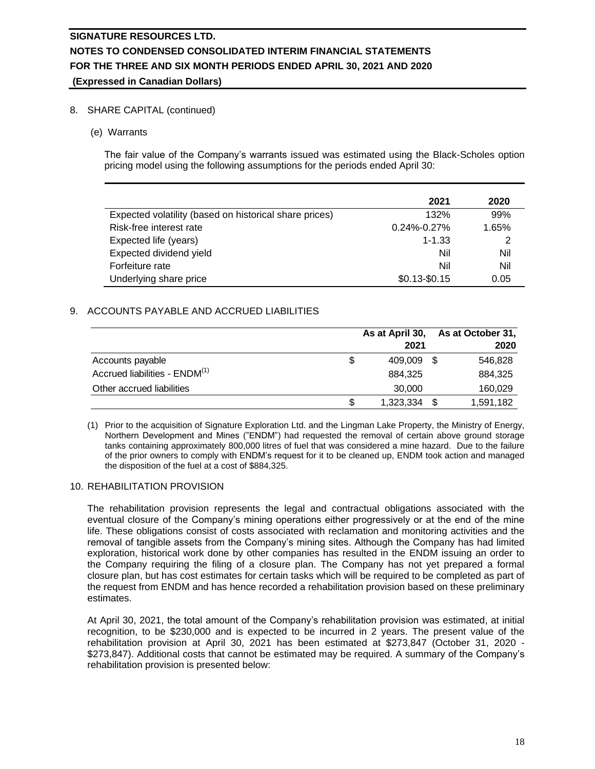8. SHARE CAPITAL (continued)

(e) Warrants

The fair value of the Company's warrants issued was estimated using the Black-Scholes option pricing model using the following assumptions for the periods ended April 30:

| | 2021 | 2020 |
|---|---|---|
| Expected volatility (based on historical share prices) | 132% | 99% |
| Risk-free interest rate | 0.24%-0.27% | 1.65% |
| Expected life (years) | 1-1.33 | 2 |
| Expected dividend yield | Nil | Nil |
| Forfeiture rate | Nil | Nil |
| Underlying share price | $0.13-$0.15 | 0.05 |

9. ACCOUNTS PAYABLE AND ACCRUED LIABILITIES

| | As at April 30, 2021 | As at October 31, 2020 |
|---|---|---|
| Accounts payable | $ 409,009 | $ 546,828 |
| Accrued liabilities - ENDM[(1)] | 884,325 | 884,325 |
| Other accrued liabilities | 30,000 | 160,029 |
| | $ 1,323,334 | $ 1,591,182 |

(1) Prior to the acquisition of Signature Exploration Ltd. and the Lingman Lake Property, the Ministry of Energy, Northern Development and Mines ("ENDM") had requested the removal of certain above ground storage tanks containing approximately 800,000 litres of fuel that was considered a mine hazard. Due to the failure of the prior owners to comply with ENDM's request for it to be cleaned up, ENDM took action and managed the disposition of the fuel at a cost of $884,325.

10. REHABILITATION PROVISION

The rehabilitation provision represents the legal and contractual obligations associated with the eventual closure of the Company's mining operations either progressively or at the end of the mine life. These obligations consist of costs associated with reclamation and monitoring activities and the removal of tangible assets from the Company's mining sites. Although the Company has had limited exploration, historical work done by other companies has resulted in the ENDM issuing an order to the Company requiring the filing of a closure plan. The Company has not yet prepared a formal closure plan, but has cost estimates for certain tasks which will be required to be completed as part of the request from ENDM and has hence recorded a rehabilitation provision based on these preliminary estimates.

At April 30, 2021, the total amount of the Company's rehabilitation provision was estimated, at initial recognition, to be $230,000 and is expected to be incurred in 2 years. The present value of the rehabilitation provision at April 30, 2021 has been estimated at $273,847 (October 31, 2020 - $273,847). Additional costs that cannot be estimated may be required. A summary of the Company's rehabilitation provision is presented below: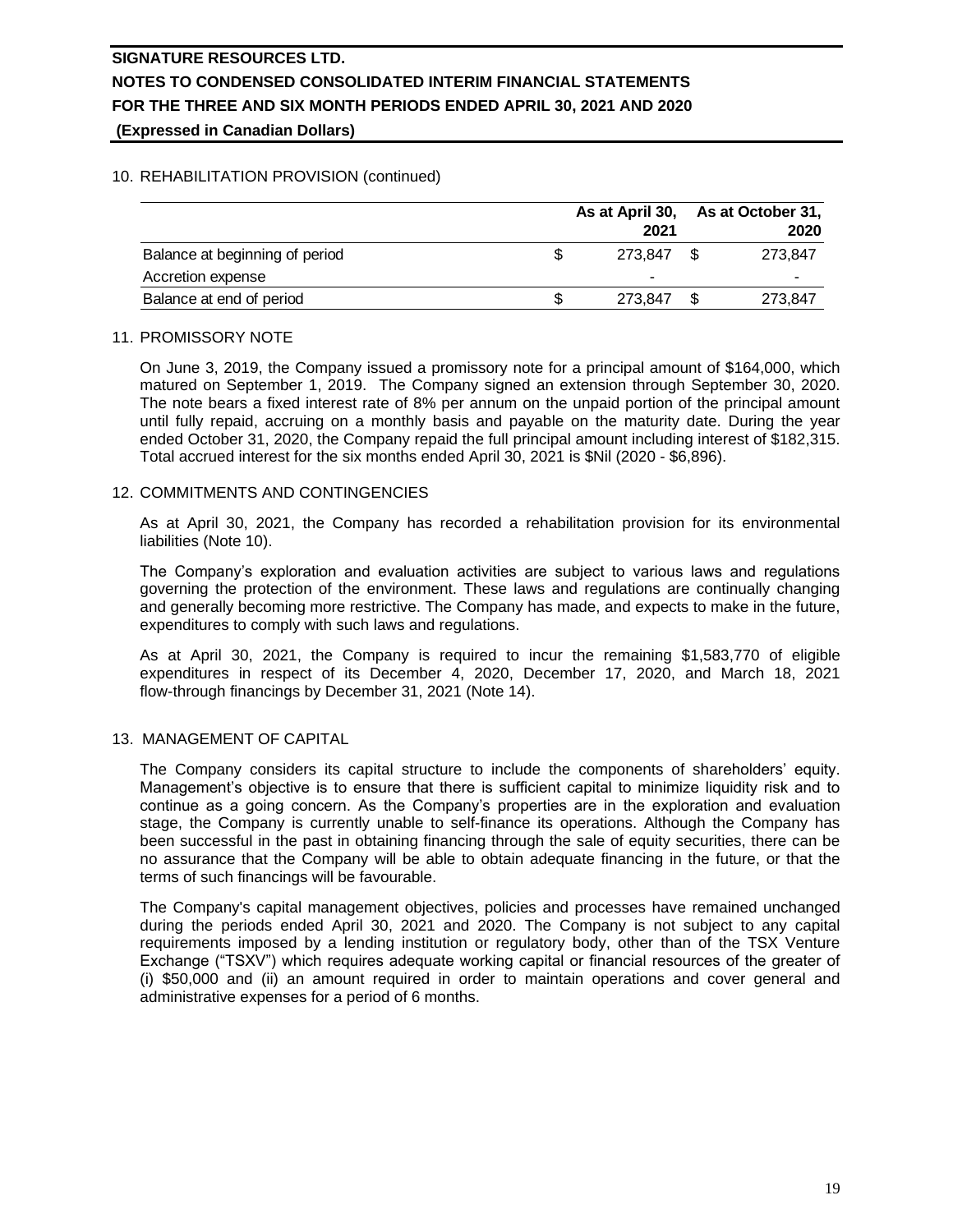## 10. REHABILITATION PROVISION (continued)

| | As at April 30, 2021 | As at October 31, 2020 |
|---|---|---|
| Balance at beginning of period | $ 273,847 | $ 273,847 |
| Accretion expense | - | - |
| Balance at end of period | $ 273,847 | $ 273,847 |

## 11. PROMISSORY NOTE

On June 3, 2019, the Company issued a promissory note for a principal amount of $164,000, which matured on September 1, 2019. The Company signed an extension through September 30, 2020. The note bears a fixed interest rate of 8% per annum on the unpaid portion of the principal amount until fully repaid, accruing on a monthly basis and payable on the maturity date. During the year ended October 31, 2020, the Company repaid the full principal amount including interest of $182,315. Total accrued interest for the six months ended April 30, 2021 is $Nil (2020 - $6,896).

## 12. COMMITMENTS AND CONTINGENCIES

As at April 30, 2021, the Company has recorded a rehabilitation provision for its environmental liabilities (Note 10).

The Company's exploration and evaluation activities are subject to various laws and regulations governing the protection of the environment. These laws and regulations are continually changing and generally becoming more restrictive. The Company has made, and expects to make in the future, expenditures to comply with such laws and regulations.

As at April 30, 2021, the Company is required to incur the remaining $1,583,770 of eligible expenditures in respect of its December 4, 2020, December 17, 2020, and March 18, 2021 flow-through financings by December 31, 2021 (Note 14).

## 13. MANAGEMENT OF CAPITAL

The Company considers its capital structure to include the components of shareholders' equity. Management's objective is to ensure that there is sufficient capital to minimize liquidity risk and to continue as a going concern. As the Company's properties are in the exploration and evaluation stage, the Company is currently unable to self-finance its operations. Although the Company has been successful in the past in obtaining financing through the sale of equity securities, there can be no assurance that the Company will be able to obtain adequate financing in the future, or that the terms of such financings will be favourable.

The Company's capital management objectives, policies and processes have remained unchanged during the periods ended April 30, 2021 and 2020. The Company is not subject to any capital requirements imposed by a lending institution or regulatory body, other than of the TSX Venture Exchange ("TSXV") which requires adequate working capital or financial resources of the greater of (i) $50,000 and (ii) an amount required in order to maintain operations and cover general and administrative expenses for a period of 6 months.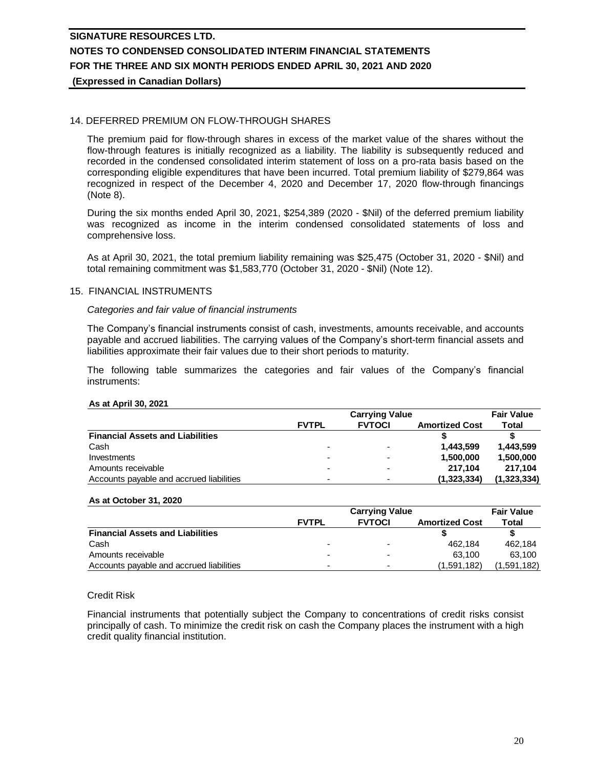## 14. DEFERRED PREMIUM ON FLOW-THROUGH SHARES

The premium paid for flow-through shares in excess of the market value of the shares without the flow-through features is initially recognized as a liability. The liability is subsequently reduced and recorded in the condensed consolidated interim statement of loss on a pro-rata basis based on the corresponding eligible expenditures that have been incurred. Total premium liability of $279,864 was recognized in respect of the December 4, 2020 and December 17, 2020 flow-through financings (Note 8).

During the six months ended April 30, 2021, $254,389 (2020 - $Nil) of the deferred premium liability was recognized as income in the interim condensed consolidated statements of loss and comprehensive loss.

As at April 30, 2021, the total premium liability remaining was $25,475 (October 31, 2020 - $Nil) and total remaining commitment was $1,583,770 (October 31, 2020 - $Nil) (Note 12).

## 15. FINANCIAL INSTRUMENTS

*Categories and fair value of financial instruments*

The Company's financial instruments consist of cash, investments, amounts receivable, and accounts payable and accrued liabilities. The carrying values of the Company's short-term financial assets and liabilities approximate their fair values due to their short periods to maturity.

The following table summarizes the categories and fair values of the Company's financial instruments:

**As at April 30, 2021**

| | Carrying Value | | | Fair Value |
|---|---|---|---|---|
| | FVTPL | FVTOCI | Amortized Cost | Total |
| **Financial Assets and Liabilities** | | | $ | $ |
| Cash | - | - | **1,443,599** | **1,443,599** |
| Investments | - | - | **1,500,000** | **1,500,000** |
| Amounts receivable | - | - | **217,104** | **217,104** |
| Accounts payable and accrued liabilities | - | - | **(1,323,334)** | **(1,323,334)** |

**As at October 31, 2020**

| | Carrying Value | | | Fair Value |
|---|---|---|---|---|
| | FVTPL | FVTOCI | Amortized Cost | Total |
| **Financial Assets and Liabilities** | | | $ | $ |
| Cash | - | - | 462,184 | 462,184 |
| Amounts receivable | - | - | 63,100 | 63,100 |
| Accounts payable and accrued liabilities | - | - | (1,591,182) | (1,591,182) |

Credit Risk

Financial instruments that potentially subject the Company to concentrations of credit risks consist principally of cash. To minimize the credit risk on cash the Company places the instrument with a high credit quality financial institution.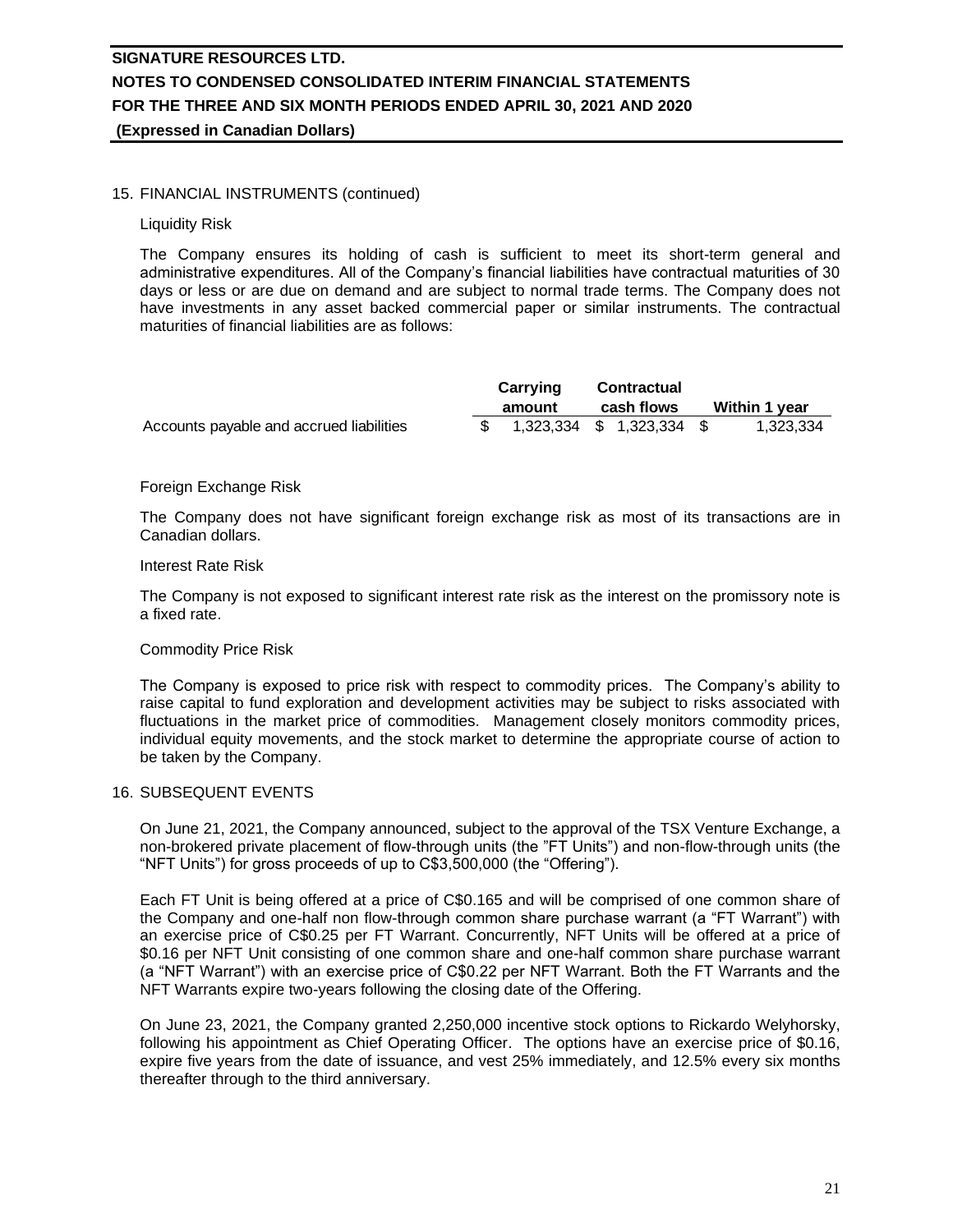## 15. FINANCIAL INSTRUMENTS (continued)

Liquidity Risk

The Company ensures its holding of cash is sufficient to meet its short-term general and administrative expenditures. All of the Company's financial liabilities have contractual maturities of 30 days or less or are due on demand and are subject to normal trade terms. The Company does not have investments in any asset backed commercial paper or similar instruments. The contractual maturities of financial liabilities are as follows:

| | Carrying amount | Contractual cash flows | Within 1 year |
|---|---|---|---|
| Accounts payable and accrued liabilities | $ 1,323,334 | $ 1,323,334 | $ 1,323,334 |

Foreign Exchange Risk

The Company does not have significant foreign exchange risk as most of its transactions are in Canadian dollars.

Interest Rate Risk

The Company is not exposed to significant interest rate risk as the interest on the promissory note is a fixed rate.

Commodity Price Risk

The Company is exposed to price risk with respect to commodity prices. The Company's ability to raise capital to fund exploration and development activities may be subject to risks associated with fluctuations in the market price of commodities. Management closely monitors commodity prices, individual equity movements, and the stock market to determine the appropriate course of action to be taken by the Company.

## 16. SUBSEQUENT EVENTS

On June 21, 2021, the Company announced, subject to the approval of the TSX Venture Exchange, a non-brokered private placement of flow-through units (the "FT Units") and non-flow-through units (the "NFT Units") for gross proceeds of up to C$3,500,000 (the "Offering").

Each FT Unit is being offered at a price of C$0.165 and will be comprised of one common share of the Company and one-half non flow-through common share purchase warrant (a "FT Warrant") with an exercise price of C$0.25 per FT Warrant. Concurrently, NFT Units will be offered at a price of $0.16 per NFT Unit consisting of one common share and one-half common share purchase warrant (a "NFT Warrant") with an exercise price of C$0.22 per NFT Warrant. Both the FT Warrants and the NFT Warrants expire two-years following the closing date of the Offering.

On June 23, 2021, the Company granted 2,250,000 incentive stock options to Rickardo Welyhorsky, following his appointment as Chief Operating Officer. The options have an exercise price of $0.16, expire five years from the date of issuance, and vest 25% immediately, and 12.5% every six months thereafter through to the third anniversary.